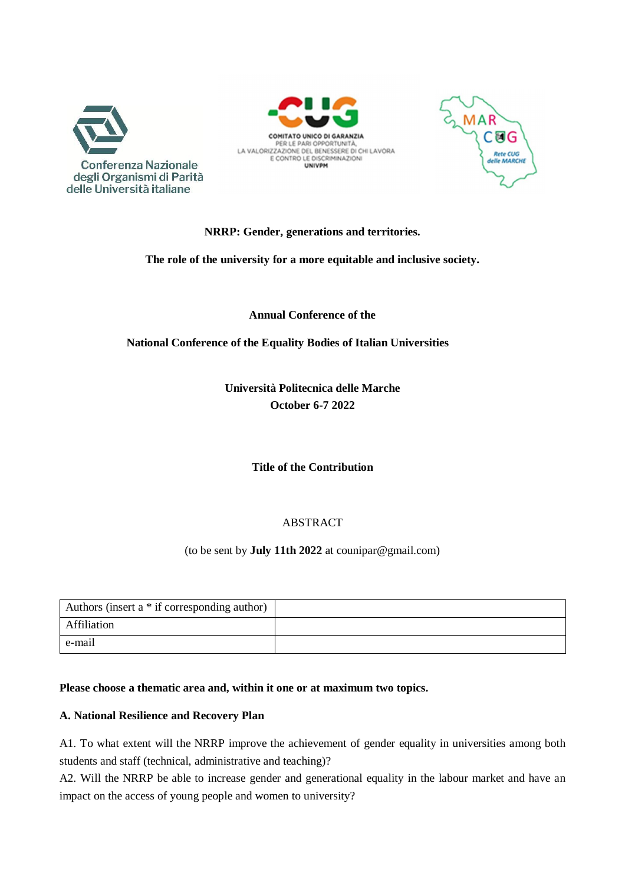**NRRP: Gender, generations and territories.**

**The role of the university for a more equitable and inclusive society.**

**Annual Conference of the**

**National Conference of the Equality Bodies of Italian Universities**

**Università Politecnica delle Marche**
**October 6-7 2022**

**Title of the Contribution**

ABSTRACT

(to be sent by **July 11th 2022** at counipar@gmail.com)

| Authors (insert a * if corresponding author) | |
|---|---|
| Affiliation | |
| e-mail | |

**Please choose a thematic area and, within it one or at maximum two topics.**

**A. National Resilience and Recovery Plan**

A1. To what extent will the NRRP improve the achievement of gender equality in universities among both students and staff (technical, administrative and teaching)?
A2. Will the NRRP be able to increase gender and generational equality in the labour market and have an impact on the access of young people and women to university?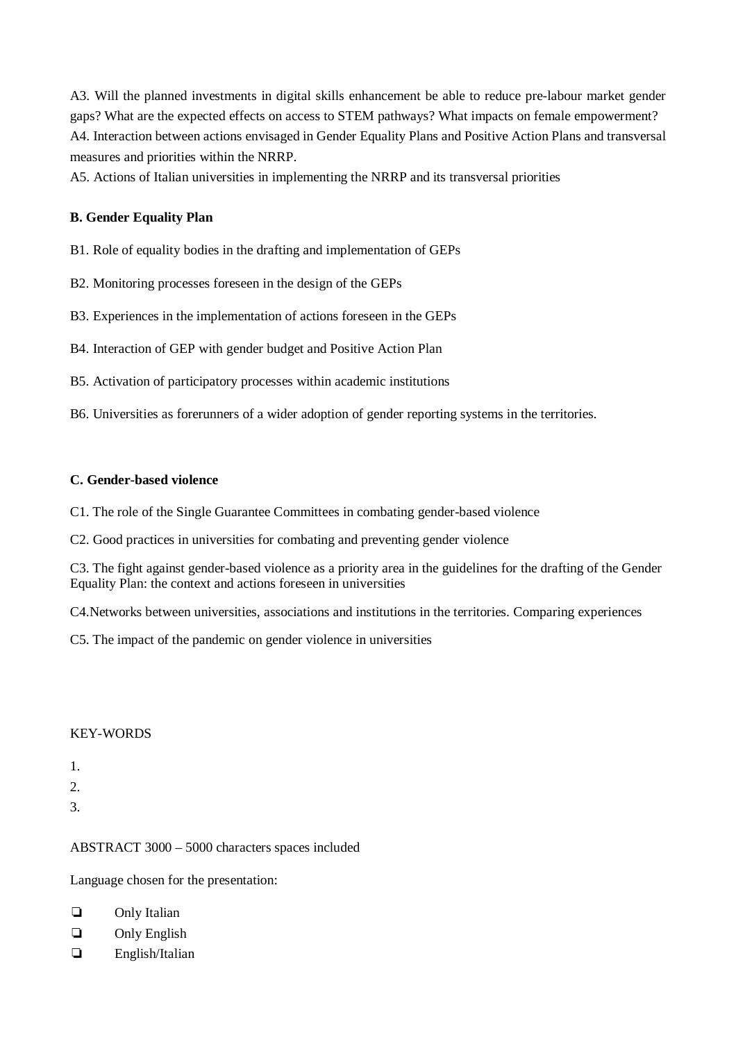A3. Will the planned investments in digital skills enhancement be able to reduce pre-labour market gender gaps? What are the expected effects on access to STEM pathways? What impacts on female empowerment?

A4. Interaction between actions envisaged in Gender Equality Plans and Positive Action Plans and transversal measures and priorities within the NRRP.

A5. Actions of Italian universities in implementing the NRRP and its transversal priorities

**B. Gender Equality Plan**

B1. Role of equality bodies in the drafting and implementation of GEPs

B2. Monitoring processes foreseen in the design of the GEPs

B3. Experiences in the implementation of actions foreseen in the GEPs

B4. Interaction of GEP with gender budget and Positive Action Plan

B5. Activation of participatory processes within academic institutions

B6. Universities as forerunners of a wider adoption of gender reporting systems in the territories.

**C. Gender-based violence**

C1. The role of the Single Guarantee Committees in combating gender-based violence

C2. Good practices in universities for combating and preventing gender violence

C3. The fight against gender-based violence as a priority area in the guidelines for the drafting of the Gender Equality Plan: the context and actions foreseen in universities

C4.Networks between universities, associations and institutions in the territories. Comparing experiences

C5. The impact of the pandemic on gender violence in universities

KEY-WORDS

1.
2.
3.

ABSTRACT 3000 – 5000 characters spaces included

Language chosen for the presentation:

- ❏ Only Italian
- ❏ Only English
- ❏ English/Italian